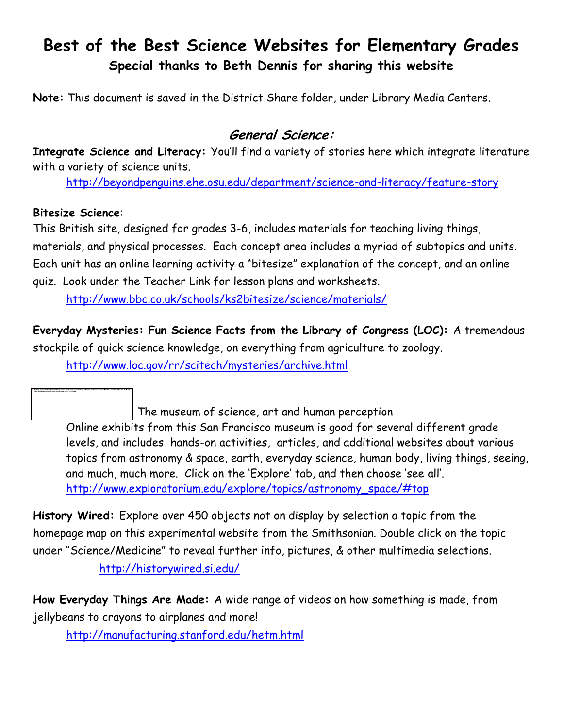# Best of the Best Science Websites for Elementary Grades

## Special thanks to Beth Dennis for sharing this website

**Note:** This document is saved in the District Share folder, under Library Media Centers.

## *General Science:*

**Integrate Science and Literacy:** You'll find a variety of stories here which integrate literature with a variety of science units.

http://beyondpenguins.ehe.osu.edu/department/science-and-literacy/feature-story

**Bitesize Science**:

This British site, designed for grades 3-6, includes materials for teaching living things, materials, and physical processes. Each concept area includes a myriad of subtopics and units. Each unit has an online learning activity a "bitesize" explanation of the concept, and an online quiz. Look under the Teacher Link for lesson plans and worksheets.

http://www.bbc.co.uk/schools/ks2bitesize/science/materials/

**Everyday Mysteries: Fun Science Facts from the Library of Congress (LOC):** A tremendous stockpile of quick science knowledge, on everything from agriculture to zoology.

http://www.loc.gov/rr/scitech/mysteries/archive.html

The museum of science, art and human perception

Online exhibits from this San Francisco museum is good for several different grade levels, and includes hands-on activities, articles, and additional websites about various topics from astronomy & space, earth, everyday science, human body, living things, seeing, and much, much more. Click on the 'Explore' tab, and then choose 'see all'.

http://www.exploratorium.edu/explore/topics/astronomy_space/#top

**History Wired:** Explore over 450 objects not on display by selection a topic from the homepage map on this experimental website from the Smithsonian. Double click on the topic under "Science/Medicine" to reveal further info, pictures, & other multimedia selections.

http://historywired.si.edu/

**How Everyday Things Are Made:** A wide range of videos on how something is made, from jellybeans to crayons to airplanes and more!

http://manufacturing.stanford.edu/hetm.html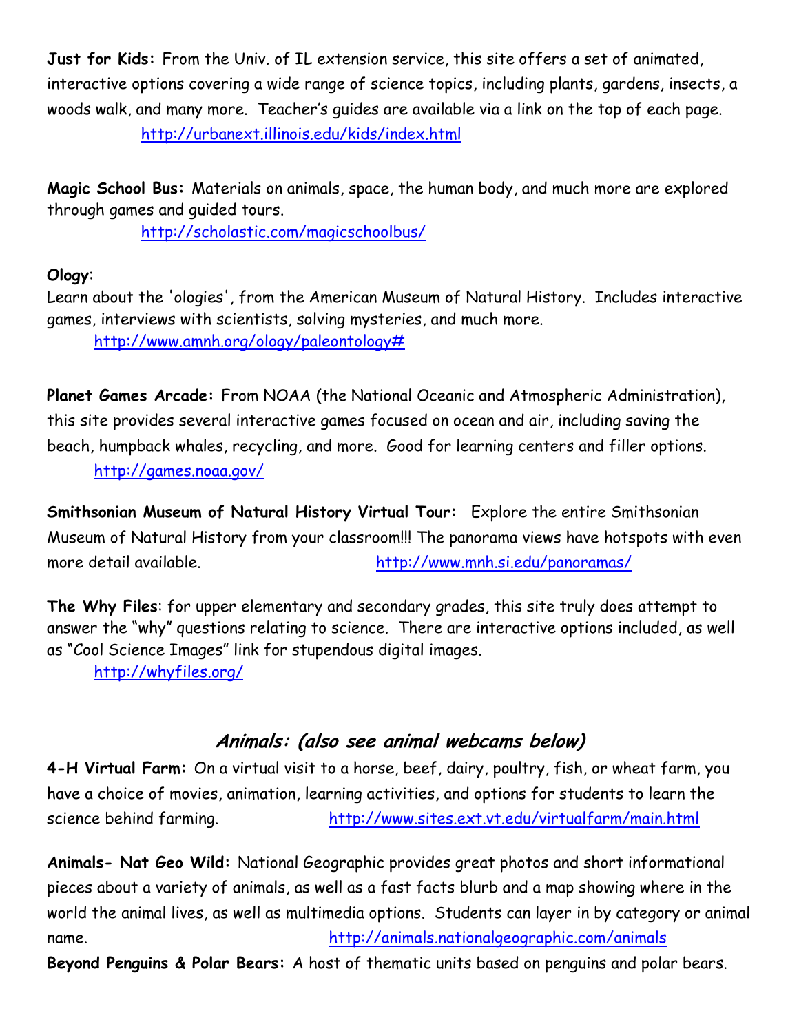**Just for Kids:** From the Univ. of IL extension service, this site offers a set of animated, interactive options covering a wide range of science topics, including plants, gardens, insects, a woods walk, and many more. Teacher's guides are available via a link on the top of each page.
http://urbanext.illinois.edu/kids/index.html

**Magic School Bus:** Materials on animals, space, the human body, and much more are explored through games and guided tours.
http://scholastic.com/magicschoolbus/

**Ology**:
Learn about the 'ologies', from the American Museum of Natural History. Includes interactive games, interviews with scientists, solving mysteries, and much more.
http://www.amnh.org/ology/paleontology#

**Planet Games Arcade:** From NOAA (the National Oceanic and Atmospheric Administration), this site provides several interactive games focused on ocean and air, including saving the beach, humpback whales, recycling, and more. Good for learning centers and filler options.
http://games.noaa.gov/

**Smithsonian Museum of Natural History Virtual Tour:** Explore the entire Smithsonian Museum of Natural History from your classroom!!! The panorama views have hotspots with even more detail available. http://www.mnh.si.edu/panoramas/

**The Why Files**: for upper elementary and secondary grades, this site truly does attempt to answer the "why" questions relating to science. There are interactive options included, as well as "Cool Science Images" link for stupendous digital images.
http://whyfiles.org/

## *Animals: (also see animal webcams below)*

**4-H Virtual Farm:** On a virtual visit to a horse, beef, dairy, poultry, fish, or wheat farm, you have a choice of movies, animation, learning activities, and options for students to learn the science behind farming. http://www.sites.ext.vt.edu/virtualfarm/main.html

**Animals- Nat Geo Wild:** National Geographic provides great photos and short informational pieces about a variety of animals, as well as a fast facts blurb and a map showing where in the world the animal lives, as well as multimedia options. Students can layer in by category or animal name. http://animals.nationalgeographic.com/animals

**Beyond Penguins & Polar Bears:** A host of thematic units based on penguins and polar bears.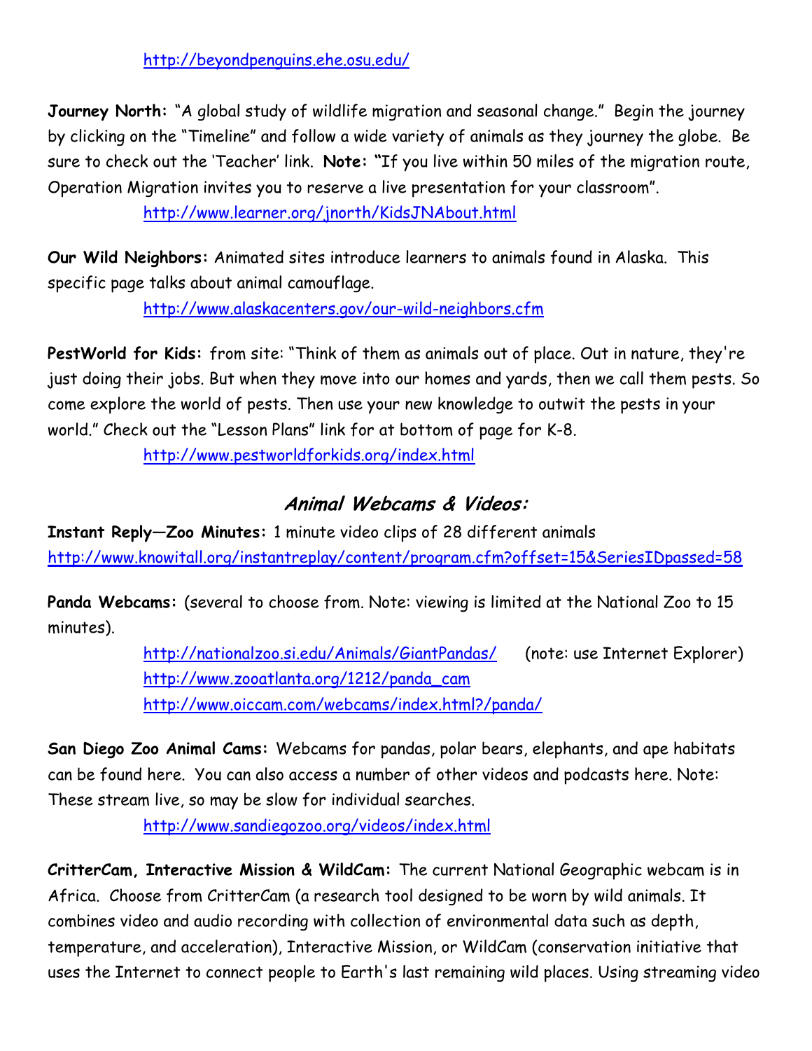http://beyondpenguins.ehe.osu.edu/

**Journey North:** "A global study of wildlife migration and seasonal change." Begin the journey by clicking on the "Timeline" and follow a wide variety of animals as they journey the globe. Be sure to check out the 'Teacher' link. **Note: "**If you live within 50 miles of the migration route, Operation Migration invites you to reserve a live presentation for your classroom".

http://www.learner.org/jnorth/KidsJNAbout.html

**Our Wild Neighbors:** Animated sites introduce learners to animals found in Alaska. This specific page talks about animal camouflage.

http://www.alaskacenters.gov/our-wild-neighbors.cfm

**PestWorld for Kids:** from site: "Think of them as animals out of place. Out in nature, they're just doing their jobs. But when they move into our homes and yards, then we call them pests. So come explore the world of pests. Then use your new knowledge to outwit the pests in your world." Check out the "Lesson Plans" link for at bottom of page for K-8.

http://www.pestworldforkids.org/index.html

## *Animal Webcams & Videos:*

**Instant Reply—Zoo Minutes:** 1 minute video clips of 28 different animals
http://www.knowitall.org/instantreplay/content/program.cfm?offset=15&SeriesIDpassed=58

**Panda Webcams:** (several to choose from. Note: viewing is limited at the National Zoo to 15 minutes).

http://nationalzoo.si.edu/Animals/GiantPandas/ (note: use Internet Explorer)
http://www.zooatlanta.org/1212/panda_cam
http://www.oiccam.com/webcams/index.html?/panda/

**San Diego Zoo Animal Cams:** Webcams for pandas, polar bears, elephants, and ape habitats can be found here. You can also access a number of other videos and podcasts here. Note: These stream live, so may be slow for individual searches.

http://www.sandiegozoo.org/videos/index.html

**CritterCam, Interactive Mission & WildCam:** The current National Geographic webcam is in Africa. Choose from CritterCam (a research tool designed to be worn by wild animals. It combines video and audio recording with collection of environmental data such as depth, temperature, and acceleration), Interactive Mission, or WildCam (conservation initiative that uses the Internet to connect people to Earth's last remaining wild places. Using streaming video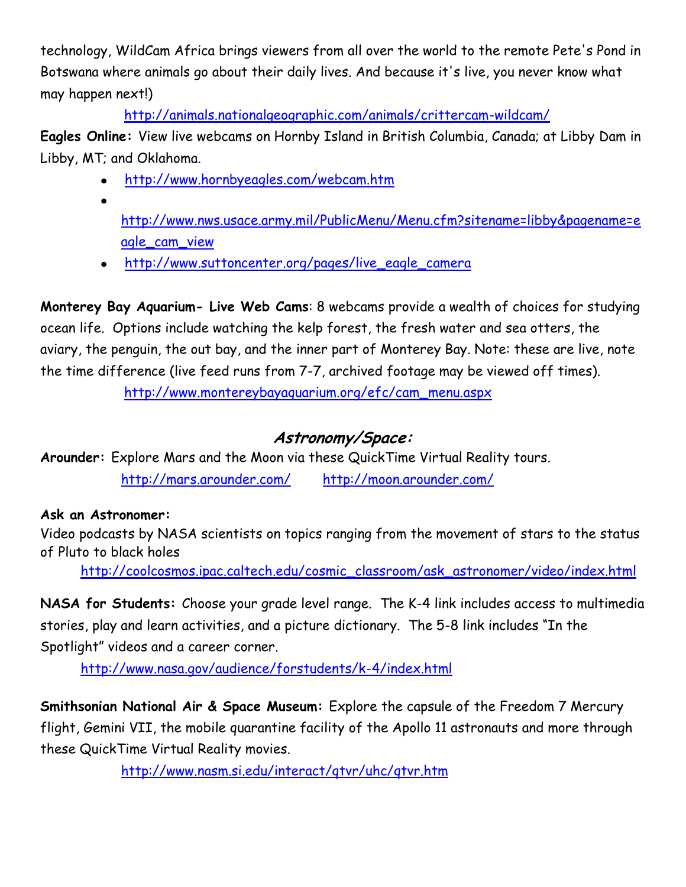technology, WildCam Africa brings viewers from all over the world to the remote Pete's Pond in Botswana where animals go about their daily lives. And because it's live, you never know what may happen next!)

http://animals.nationalgeographic.com/animals/crittercam-wildcam/

**Eagles Online:** View live webcams on Hornby Island in British Columbia, Canada; at Libby Dam in Libby, MT; and Oklahoma.

- http://www.hornbyeagles.com/webcam.htm
- http://www.nws.usace.army.mil/PublicMenu/Menu.cfm?sitename=libby&pagename=eagle_cam_view
- http://www.suttoncenter.org/pages/live_eagle_camera

**Monterey Bay Aquarium- Live Web Cams**: 8 webcams provide a wealth of choices for studying ocean life. Options include watching the kelp forest, the fresh water and sea otters, the aviary, the penguin, the out bay, and the inner part of Monterey Bay. Note: these are live, note the time difference (live feed runs from 7-7, archived footage may be viewed off times).

http://www.montereybayaquarium.org/efc/cam_menu.aspx

## Astronomy/Space:

**Arounder:** Explore Mars and the Moon via these QuickTime Virtual Reality tours.

http://mars.arounder.com/ http://moon.arounder.com/

**Ask an Astronomer:**
Video podcasts by NASA scientists on topics ranging from the movement of stars to the status of Pluto to black holes

http://coolcosmos.ipac.caltech.edu/cosmic_classroom/ask_astronomer/video/index.html

**NASA for Students:** Choose your grade level range. The K-4 link includes access to multimedia stories, play and learn activities, and a picture dictionary. The 5-8 link includes "In the Spotlight" videos and a career corner.

http://www.nasa.gov/audience/forstudents/k-4/index.html

**Smithsonian National Air & Space Museum:** Explore the capsule of the Freedom 7 Mercury flight, Gemini VII, the mobile quarantine facility of the Apollo 11 astronauts and more through these QuickTime Virtual Reality movies.

http://www.nasm.si.edu/interact/qtvr/uhc/qtvr.htm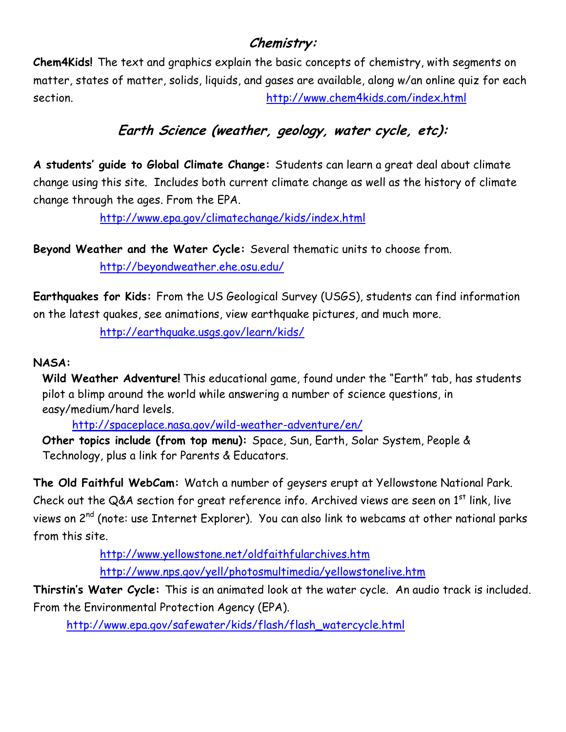## *Chemistry:*

**Chem4Kids!** The text and graphics explain the basic concepts of chemistry, with segments on matter, states of matter, solids, liquids, and gases are available, along w/an online quiz for each section. http://www.chem4kids.com/index.html

## *Earth Science (weather, geology, water cycle, etc):*

**A students' guide to Global Climate Change:** Students can learn a great deal about climate change using this site. Includes both current climate change as well as the history of climate change through the ages. From the EPA.

http://www.epa.gov/climatechange/kids/index.html

**Beyond Weather and the Water Cycle:** Several thematic units to choose from.

http://beyondweather.ehe.osu.edu/

**Earthquakes for Kids:** From the US Geological Survey (USGS), students can find information on the latest quakes, see animations, view earthquake pictures, and much more.

http://earthquake.usgs.gov/learn/kids/

**NASA:**

**Wild Weather Adventure!** This educational game, found under the "Earth" tab, has students pilot a blimp around the world while answering a number of science questions, in easy/medium/hard levels.

http://spaceplace.nasa.gov/wild-weather-adventure/en/

**Other topics include (from top menu):** Space, Sun, Earth, Solar System, People & Technology, plus a link for Parents & Educators.

**The Old Faithful WebCam:** Watch a number of geysers erupt at Yellowstone National Park. Check out the Q&A section for great reference info. Archived views are seen on 1st link, live views on 2nd (note: use Internet Explorer). You can also link to webcams at other national parks from this site.

http://www.yellowstone.net/oldfaithfularchives.htm

http://www.nps.gov/yell/photosmultimedia/yellowstonelive.htm

**Thirstin's Water Cycle:** This is an animated look at the water cycle. An audio track is included. From the Environmental Protection Agency (EPA).

http://www.epa.gov/safewater/kids/flash/flash_watercycle.html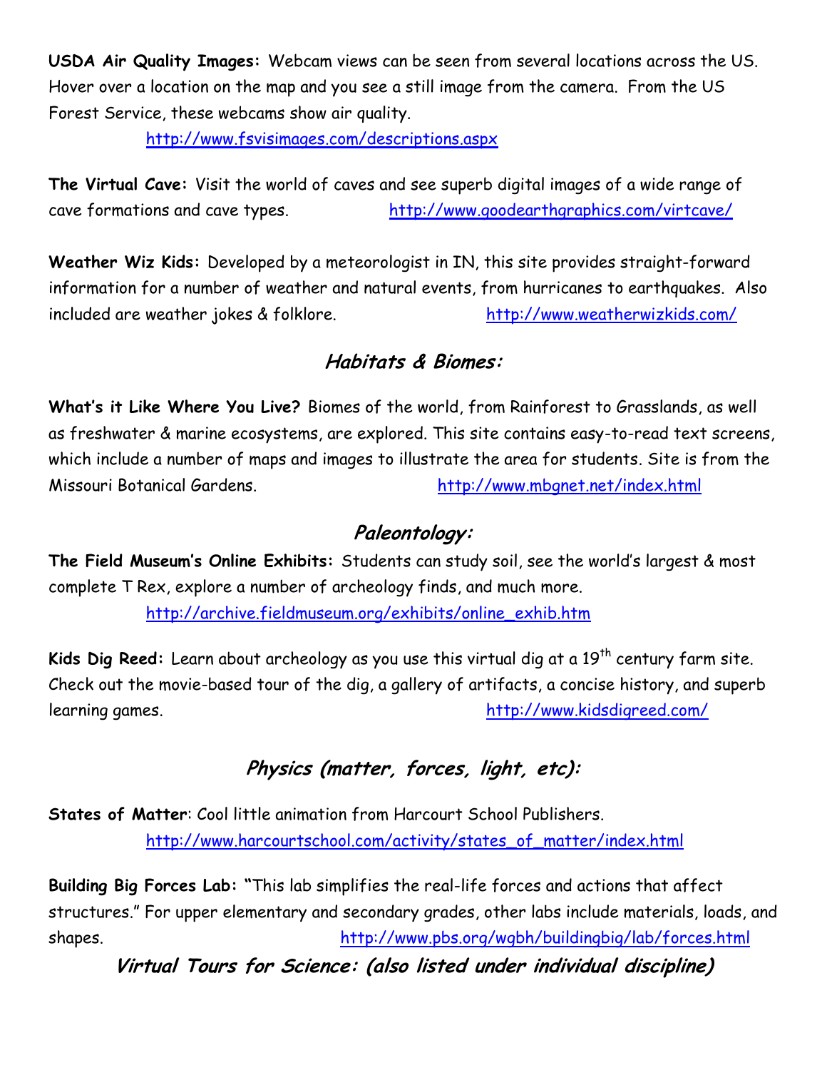**USDA Air Quality Images:** Webcam views can be seen from several locations across the US. Hover over a location on the map and you see a still image from the camera. From the US Forest Service, these webcams show air quality.

http://www.fsvisimages.com/descriptions.aspx

**The Virtual Cave:** Visit the world of caves and see superb digital images of a wide range of cave formations and cave types. http://www.goodearthgraphics.com/virtcave/

**Weather Wiz Kids:** Developed by a meteorologist in IN, this site provides straight-forward information for a number of weather and natural events, from hurricanes to earthquakes. Also included are weather jokes & folklore. http://www.weatherwizkids.com/

## *Habitats & Biomes:*

**What's it Like Where You Live?** Biomes of the world, from Rainforest to Grasslands, as well as freshwater & marine ecosystems, are explored. This site contains easy-to-read text screens, which include a number of maps and images to illustrate the area for students. Site is from the Missouri Botanical Gardens. http://www.mbgnet.net/index.html

## *Paleontology:*

**The Field Museum's Online Exhibits:** Students can study soil, see the world's largest & most complete T Rex, explore a number of archeology finds, and much more.

http://archive.fieldmuseum.org/exhibits/online_exhib.htm

**Kids Dig Reed:** Learn about archeology as you use this virtual dig at a 19th century farm site. Check out the movie-based tour of the dig, a gallery of artifacts, a concise history, and superb learning games. http://www.kidsdigreed.com/

## *Physics (matter, forces, light, etc):*

**States of Matter**: Cool little animation from Harcourt School Publishers.

http://www.harcourtschool.com/activity/states_of_matter/index.html

**Building Big Forces Lab: "**This lab simplifies the real-life forces and actions that affect structures." For upper elementary and secondary grades, other labs include materials, loads, and shapes. http://www.pbs.org/wgbh/buildingbig/lab/forces.html

## *Virtual Tours for Science: (also listed under individual discipline)*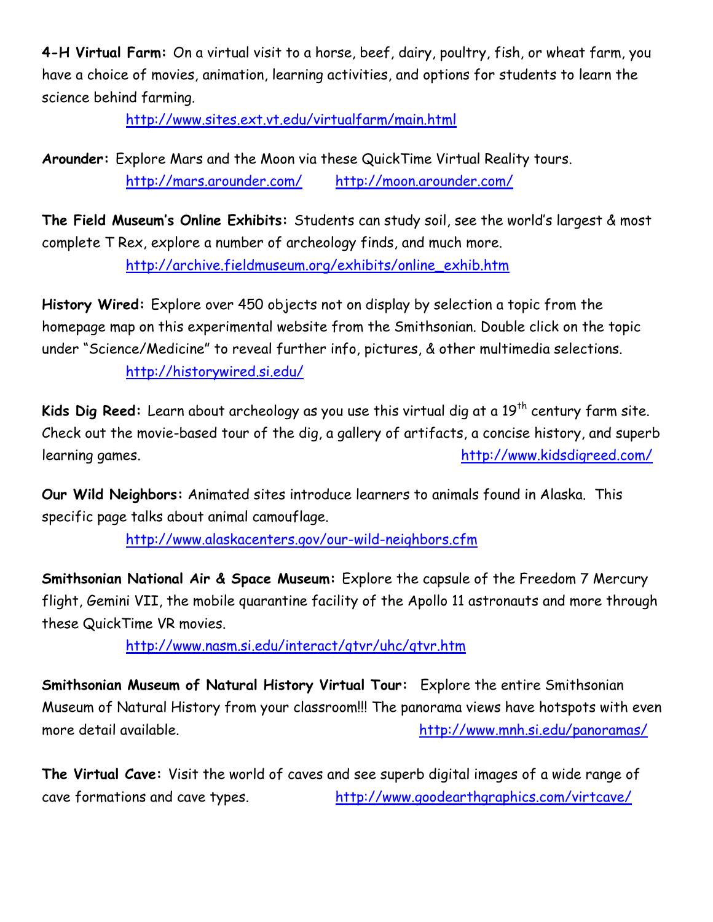**4-H Virtual Farm:** On a virtual visit to a horse, beef, dairy, poultry, fish, or wheat farm, you have a choice of movies, animation, learning activities, and options for students to learn the science behind farming.

http://www.sites.ext.vt.edu/virtualfarm/main.html

**Arounder:** Explore Mars and the Moon via these QuickTime Virtual Reality tours.

http://mars.arounder.com/ http://moon.arounder.com/

**The Field Museum's Online Exhibits:** Students can study soil, see the world's largest & most complete T Rex, explore a number of archeology finds, and much more.

http://archive.fieldmuseum.org/exhibits/online_exhib.htm

**History Wired:** Explore over 450 objects not on display by selection a topic from the homepage map on this experimental website from the Smithsonian. Double click on the topic under "Science/Medicine" to reveal further info, pictures, & other multimedia selections.

http://historywired.si.edu/

**Kids Dig Reed:** Learn about archeology as you use this virtual dig at a 19th century farm site. Check out the movie-based tour of the dig, a gallery of artifacts, a concise history, and superb learning games. http://www.kidsdigreed.com/

**Our Wild Neighbors:** Animated sites introduce learners to animals found in Alaska. This specific page talks about animal camouflage.

http://www.alaskacenters.gov/our-wild-neighbors.cfm

**Smithsonian National Air & Space Museum:** Explore the capsule of the Freedom 7 Mercury flight, Gemini VII, the mobile quarantine facility of the Apollo 11 astronauts and more through these QuickTime VR movies.

http://www.nasm.si.edu/interact/qtvr/uhc/qtvr.htm

**Smithsonian Museum of Natural History Virtual Tour:** Explore the entire Smithsonian Museum of Natural History from your classroom!!! The panorama views have hotspots with even more detail available. http://www.mnh.si.edu/panoramas/

**The Virtual Cave:** Visit the world of caves and see superb digital images of a wide range of cave formations and cave types. http://www.goodearthgraphics.com/virtcave/